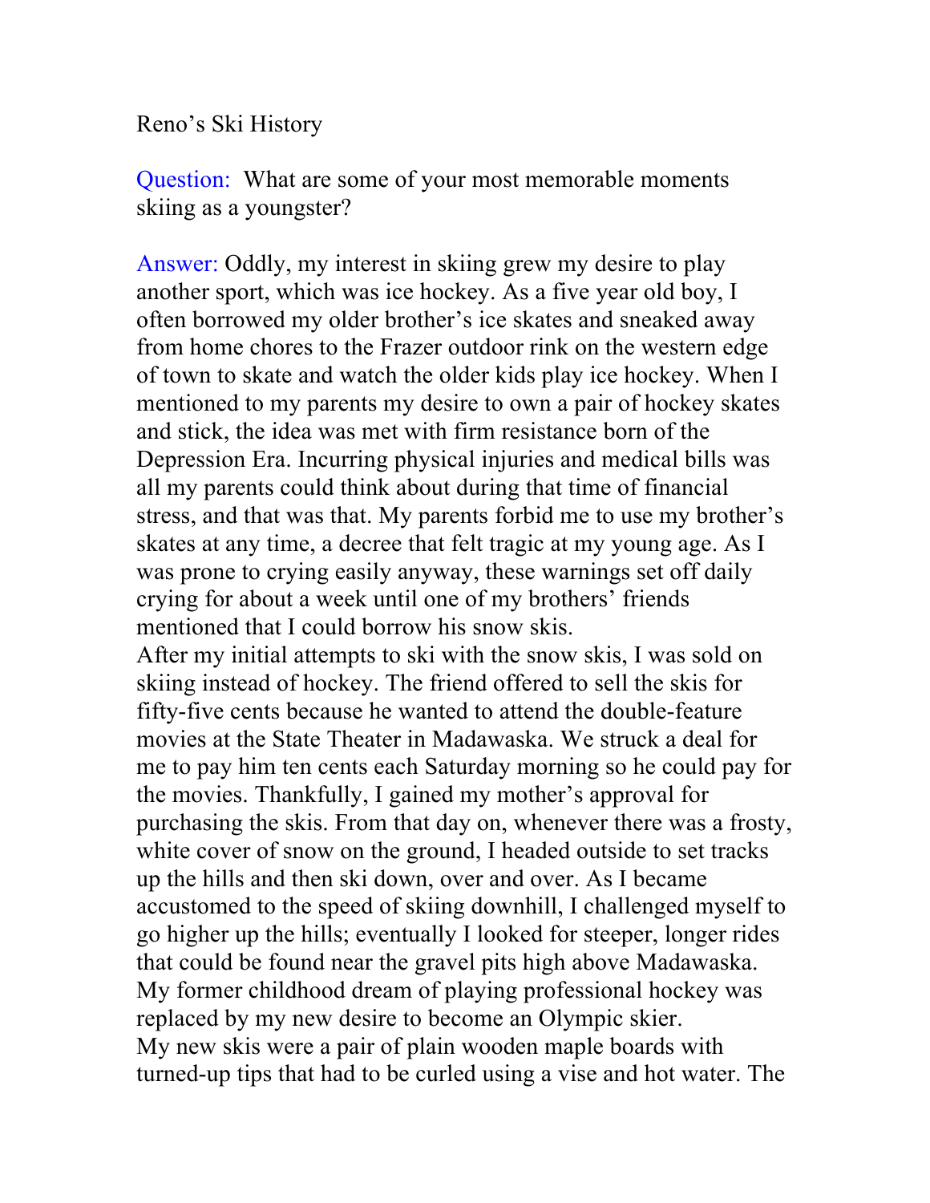Reno's Ski History

Question: What are some of your most memorable moments skiing as a youngster?

Answer: Oddly, my interest in skiing grew my desire to play another sport, which was ice hockey. As a five year old boy, I often borrowed my older brother's ice skates and sneaked away from home chores to the Frazer outdoor rink on the western edge of town to skate and watch the older kids play ice hockey. When I mentioned to my parents my desire to own a pair of hockey skates and stick, the idea was met with firm resistance born of the Depression Era. Incurring physical injuries and medical bills was all my parents could think about during that time of financial stress, and that was that. My parents forbid me to use my brother's skates at any time, a decree that felt tragic at my young age. As I was prone to crying easily anyway, these warnings set off daily crying for about a week until one of my brothers' friends mentioned that I could borrow his snow skis.

After my initial attempts to ski with the snow skis, I was sold on skiing instead of hockey. The friend offered to sell the skis for fifty-five cents because he wanted to attend the double-feature movies at the State Theater in Madawaska. We struck a deal for me to pay him ten cents each Saturday morning so he could pay for the movies. Thankfully, I gained my mother's approval for purchasing the skis. From that day on, whenever there was a frosty, white cover of snow on the ground, I headed outside to set tracks up the hills and then ski down, over and over. As I became accustomed to the speed of skiing downhill, I challenged myself to go higher up the hills; eventually I looked for steeper, longer rides that could be found near the gravel pits high above Madawaska. My former childhood dream of playing professional hockey was replaced by my new desire to become an Olympic skier.

My new skis were a pair of plain wooden maple boards with turned-up tips that had to be curled using a vise and hot water. The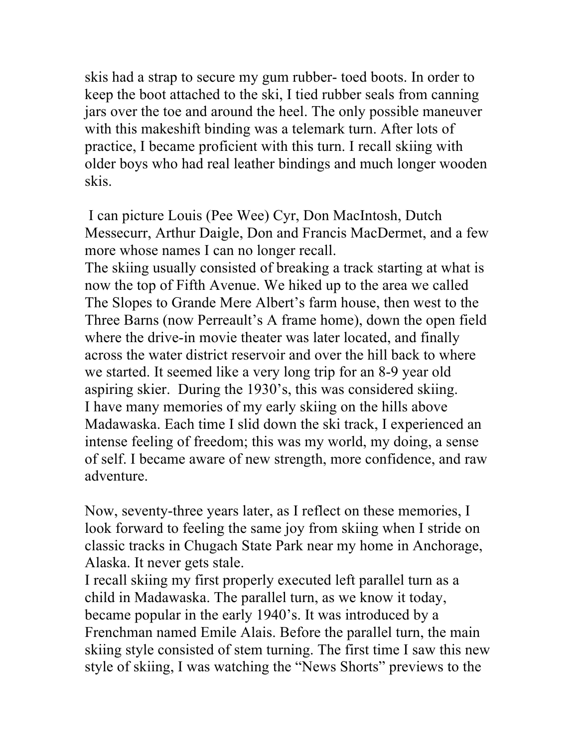skis had a strap to secure my gum rubber- toed boots. In order to keep the boot attached to the ski, I tied rubber seals from canning jars over the toe and around the heel. The only possible maneuver with this makeshift binding was a telemark turn. After lots of practice, I became proficient with this turn. I recall skiing with older boys who had real leather bindings and much longer wooden skis.

I can picture Louis (Pee Wee) Cyr, Don MacIntosh, Dutch Messecurr, Arthur Daigle, Don and Francis MacDermet, and a few more whose names I can no longer recall.

The skiing usually consisted of breaking a track starting at what is now the top of Fifth Avenue. We hiked up to the area we called The Slopes to Grande Mere Albert's farm house, then west to the Three Barns (now Perreault's A frame home), down the open field where the drive-in movie theater was later located, and finally across the water district reservoir and over the hill back to where we started. It seemed like a very long trip for an 8-9 year old aspiring skier. During the 1930's, this was considered skiing.

I have many memories of my early skiing on the hills above Madawaska. Each time I slid down the ski track, I experienced an intense feeling of freedom; this was my world, my doing, a sense of self. I became aware of new strength, more confidence, and raw adventure.

Now, seventy-three years later, as I reflect on these memories, I look forward to feeling the same joy from skiing when I stride on classic tracks in Chugach State Park near my home in Anchorage, Alaska. It never gets stale.

I recall skiing my first properly executed left parallel turn as a child in Madawaska. The parallel turn, as we know it today, became popular in the early 1940's. It was introduced by a Frenchman named Emile Alais. Before the parallel turn, the main skiing style consisted of stem turning. The first time I saw this new style of skiing, I was watching the "News Shorts" previews to the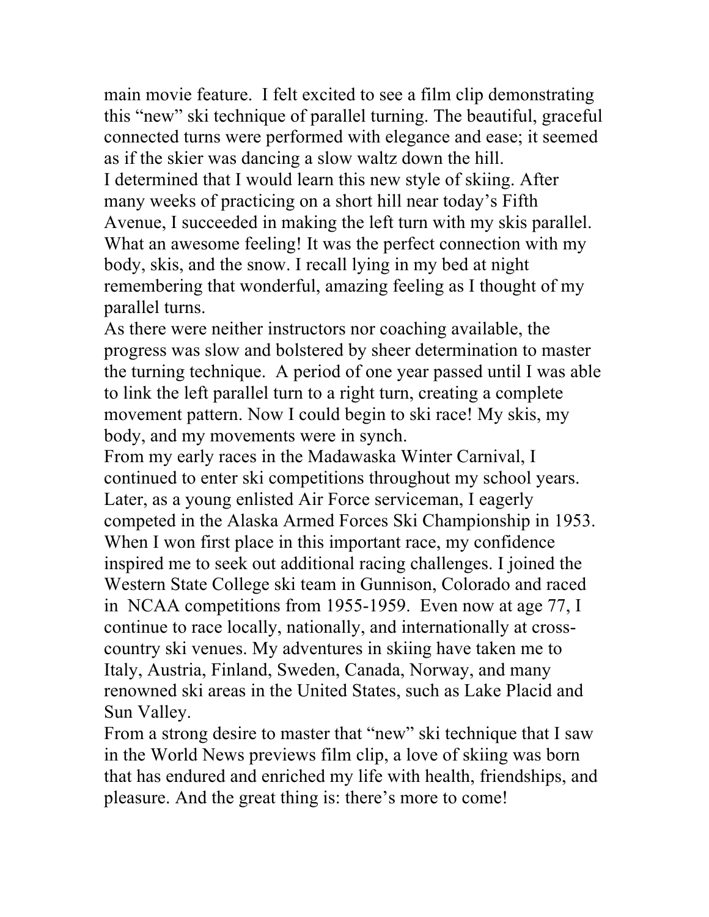main movie feature. I felt excited to see a film clip demonstrating this "new" ski technique of parallel turning. The beautiful, graceful connected turns were performed with elegance and ease; it seemed as if the skier was dancing a slow waltz down the hill.

I determined that I would learn this new style of skiing. After many weeks of practicing on a short hill near today's Fifth Avenue, I succeeded in making the left turn with my skis parallel. What an awesome feeling! It was the perfect connection with my body, skis, and the snow. I recall lying in my bed at night remembering that wonderful, amazing feeling as I thought of my parallel turns.

As there were neither instructors nor coaching available, the progress was slow and bolstered by sheer determination to master the turning technique. A period of one year passed until I was able to link the left parallel turn to a right turn, creating a complete movement pattern. Now I could begin to ski race! My skis, my body, and my movements were in synch.

From my early races in the Madawaska Winter Carnival, I continued to enter ski competitions throughout my school years. Later, as a young enlisted Air Force serviceman, I eagerly competed in the Alaska Armed Forces Ski Championship in 1953. When I won first place in this important race, my confidence inspired me to seek out additional racing challenges. I joined the Western State College ski team in Gunnison, Colorado and raced in NCAA competitions from 1955-1959. Even now at age 77, I continue to race locally, nationally, and internationally at cross-country ski venues. My adventures in skiing have taken me to Italy, Austria, Finland, Sweden, Canada, Norway, and many renowned ski areas in the United States, such as Lake Placid and Sun Valley.

From a strong desire to master that "new" ski technique that I saw in the World News previews film clip, a love of skiing was born that has endured and enriched my life with health, friendships, and pleasure. And the great thing is: there's more to come!